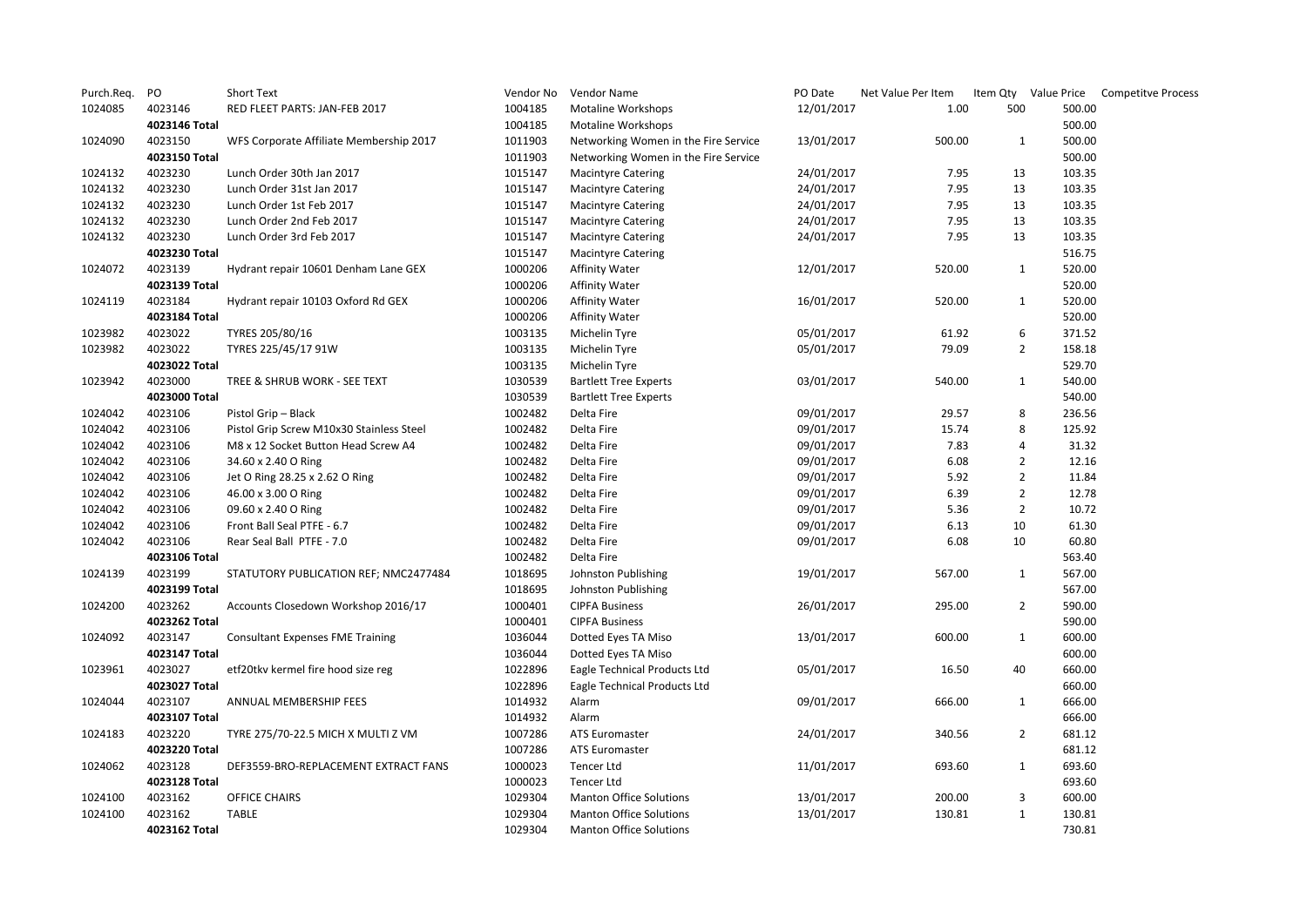| Purch.Req. | PO | Short Text | Vendor No | Vendor Name | PO Date | Net Value Per Item | Item Qty | Value Price | Competitve Process |
|---|---|---|---|---|---|---|---|---|---|
| 1024085 | 4023146 | RED FLEET PARTS: JAN-FEB 2017 | 1004185 | Motaline Workshops | 12/01/2017 | 1.00 | 500 | 500.00 | |
| | 4023146 Total | | 1004185 | Motaline Workshops | | | | 500.00 | |
| 1024090 | 4023150 | WFS Corporate Affiliate Membership 2017 | 1011903 | Networking Women in the Fire Service | 13/01/2017 | 500.00 | 1 | 500.00 | |
| | 4023150 Total | | 1011903 | Networking Women in the Fire Service | | | | 500.00 | |
| 1024132 | 4023230 | Lunch Order 30th Jan 2017 | 1015147 | Macintyre Catering | 24/01/2017 | 7.95 | 13 | 103.35 | |
| 1024132 | 4023230 | Lunch Order 31st Jan 2017 | 1015147 | Macintyre Catering | 24/01/2017 | 7.95 | 13 | 103.35 | |
| 1024132 | 4023230 | Lunch Order 1st Feb 2017 | 1015147 | Macintyre Catering | 24/01/2017 | 7.95 | 13 | 103.35 | |
| 1024132 | 4023230 | Lunch Order 2nd Feb 2017 | 1015147 | Macintyre Catering | 24/01/2017 | 7.95 | 13 | 103.35 | |
| 1024132 | 4023230 | Lunch Order 3rd Feb 2017 | 1015147 | Macintyre Catering | 24/01/2017 | 7.95 | 13 | 103.35 | |
| | 4023230 Total | | 1015147 | Macintyre Catering | | | | 516.75 | |
| 1024072 | 4023139 | Hydrant repair 10601 Denham Lane GEX | 1000206 | Affinity Water | 12/01/2017 | 520.00 | 1 | 520.00 | |
| | 4023139 Total | | 1000206 | Affinity Water | | | | 520.00 | |
| 1024119 | 4023184 | Hydrant repair 10103 Oxford Rd GEX | 1000206 | Affinity Water | 16/01/2017 | 520.00 | 1 | 520.00 | |
| | 4023184 Total | | 1000206 | Affinity Water | | | | 520.00 | |
| 1023982 | 4023022 | TYRES 205/80/16 | 1003135 | Michelin Tyre | 05/01/2017 | 61.92 | 6 | 371.52 | |
| 1023982 | 4023022 | TYRES 225/45/17 91W | 1003135 | Michelin Tyre | 05/01/2017 | 79.09 | 2 | 158.18 | |
| | 4023022 Total | | 1003135 | Michelin Tyre | | | | 529.70 | |
| 1023942 | 4023000 | TREE & SHRUB WORK - SEE TEXT | 1030539 | Bartlett Tree Experts | 03/01/2017 | 540.00 | 1 | 540.00 | |
| | 4023000 Total | | 1030539 | Bartlett Tree Experts | | | | 540.00 | |
| 1024042 | 4023106 | Pistol Grip – Black | 1002482 | Delta Fire | 09/01/2017 | 29.57 | 8 | 236.56 | |
| 1024042 | 4023106 | Pistol Grip Screw M10x30 Stainless Steel | 1002482 | Delta Fire | 09/01/2017 | 15.74 | 8 | 125.92 | |
| 1024042 | 4023106 | M8 x 12 Socket Button Head Screw A4 | 1002482 | Delta Fire | 09/01/2017 | 7.83 | 4 | 31.32 | |
| 1024042 | 4023106 | 34.60 x 2.40 O Ring | 1002482 | Delta Fire | 09/01/2017 | 6.08 | 2 | 12.16 | |
| 1024042 | 4023106 | Jet O Ring 28.25 x 2.62 O Ring | 1002482 | Delta Fire | 09/01/2017 | 5.92 | 2 | 11.84 | |
| 1024042 | 4023106 | 46.00 x 3.00 O Ring | 1002482 | Delta Fire | 09/01/2017 | 6.39 | 2 | 12.78 | |
| 1024042 | 4023106 | 09.60 x 2.40 O Ring | 1002482 | Delta Fire | 09/01/2017 | 5.36 | 2 | 10.72 | |
| 1024042 | 4023106 | Front Ball Seal PTFE - 6.7 | 1002482 | Delta Fire | 09/01/2017 | 6.13 | 10 | 61.30 | |
| 1024042 | 4023106 | Rear Seal Ball PTFE - 7.0 | 1002482 | Delta Fire | 09/01/2017 | 6.08 | 10 | 60.80 | |
| | 4023106 Total | | 1002482 | Delta Fire | | | | 563.40 | |
| 1024139 | 4023199 | STATUTORY PUBLICATION REF; NMC2477484 | 1018695 | Johnston Publishing | 19/01/2017 | 567.00 | 1 | 567.00 | |
| | 4023199 Total | | 1018695 | Johnston Publishing | | | | 567.00 | |
| 1024200 | 4023262 | Accounts Closedown Workshop 2016/17 | 1000401 | CIPFA Business | 26/01/2017 | 295.00 | 2 | 590.00 | |
| | 4023262 Total | | 1000401 | CIPFA Business | | | | 590.00 | |
| 1024092 | 4023147 | Consultant Expenses FME Training | 1036044 | Dotted Eyes TA Miso | 13/01/2017 | 600.00 | 1 | 600.00 | |
| | 4023147 Total | | 1036044 | Dotted Eyes TA Miso | | | | 600.00 | |
| 1023961 | 4023027 | etf20tkv kermel fire hood size reg | 1022896 | Eagle Technical Products Ltd | 05/01/2017 | 16.50 | 40 | 660.00 | |
| | 4023027 Total | | 1022896 | Eagle Technical Products Ltd | | | | 660.00 | |
| 1024044 | 4023107 | ANNUAL MEMBERSHIP FEES | 1014932 | Alarm | 09/01/2017 | 666.00 | 1 | 666.00 | |
| | 4023107 Total | | 1014932 | Alarm | | | | 666.00 | |
| 1024183 | 4023220 | TYRE 275/70-22.5 MICH X MULTI Z VM | 1007286 | ATS Euromaster | 24/01/2017 | 340.56 | 2 | 681.12 | |
| | 4023220 Total | | 1007286 | ATS Euromaster | | | | 681.12 | |
| 1024062 | 4023128 | DEF3559-BRO-REPLACEMENT EXTRACT FANS | 1000023 | Tencer Ltd | 11/01/2017 | 693.60 | 1 | 693.60 | |
| | 4023128 Total | | 1000023 | Tencer Ltd | | | | 693.60 | |
| 1024100 | 4023162 | OFFICE CHAIRS | 1029304 | Manton Office Solutions | 13/01/2017 | 200.00 | 3 | 600.00 | |
| 1024100 | 4023162 | TABLE | 1029304 | Manton Office Solutions | 13/01/2017 | 130.81 | 1 | 130.81 | |
| | 4023162 Total | | 1029304 | Manton Office Solutions | | | | 730.81 | |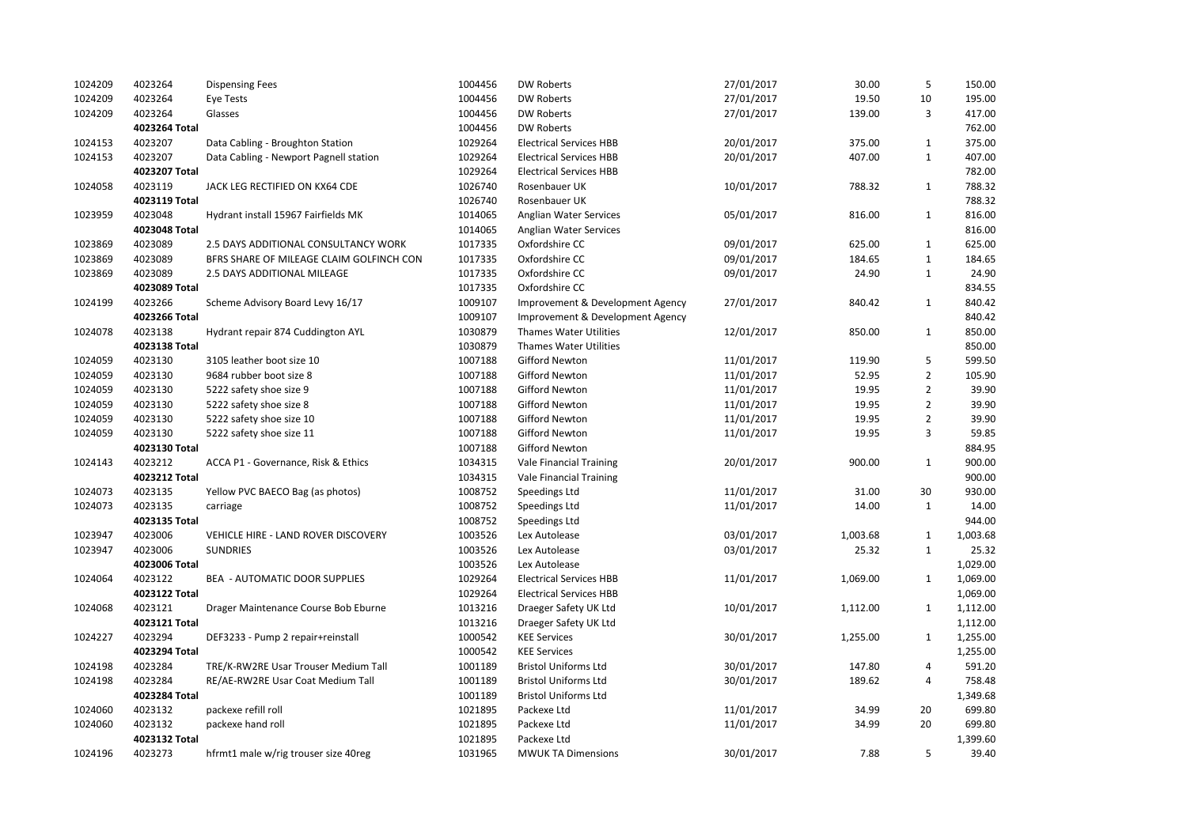| | | | | | | | | |
|---|---|---|---|---|---|---|---|---|
| 1024209 | 4023264 | Dispensing Fees | 1004456 | DW Roberts | 27/01/2017 | 30.00 | 5 | 150.00 |
| 1024209 | 4023264 | Eye Tests | 1004456 | DW Roberts | 27/01/2017 | 19.50 | 10 | 195.00 |
| 1024209 | 4023264 | Glasses | 1004456 | DW Roberts | 27/01/2017 | 139.00 | 3 | 417.00 |
| | **4023264 Total** | | 1004456 | DW Roberts | | | | 762.00 |
| 1024153 | 4023207 | Data Cabling - Broughton Station | 1029264 | Electrical Services HBB | 20/01/2017 | 375.00 | 1 | 375.00 |
| 1024153 | 4023207 | Data Cabling - Newport Pagnell station | 1029264 | Electrical Services HBB | 20/01/2017 | 407.00 | 1 | 407.00 |
| | **4023207 Total** | | 1029264 | Electrical Services HBB | | | | 782.00 |
| 1024058 | 4023119 | JACK LEG RECTIFIED ON KX64 CDE | 1026740 | Rosenbauer UK | 10/01/2017 | 788.32 | 1 | 788.32 |
| | **4023119 Total** | | 1026740 | Rosenbauer UK | | | | 788.32 |
| 1023959 | 4023048 | Hydrant install 15967 Fairfields MK | 1014065 | Anglian Water Services | 05/01/2017 | 816.00 | 1 | 816.00 |
| | **4023048 Total** | | 1014065 | Anglian Water Services | | | | 816.00 |
| 1023869 | 4023089 | 2.5 DAYS ADDITIONAL CONSULTANCY WORK | 1017335 | Oxfordshire CC | 09/01/2017 | 625.00 | 1 | 625.00 |
| 1023869 | 4023089 | BFRS SHARE OF MILEAGE CLAIM GOLFINCH CON | 1017335 | Oxfordshire CC | 09/01/2017 | 184.65 | 1 | 184.65 |
| 1023869 | 4023089 | 2.5 DAYS ADDITIONAL MILEAGE | 1017335 | Oxfordshire CC | 09/01/2017 | 24.90 | 1 | 24.90 |
| | **4023089 Total** | | 1017335 | Oxfordshire CC | | | | 834.55 |
| 1024199 | 4023266 | Scheme Advisory Board Levy 16/17 | 1009107 | Improvement & Development Agency | 27/01/2017 | 840.42 | 1 | 840.42 |
| | **4023266 Total** | | 1009107 | Improvement & Development Agency | | | | 840.42 |
| 1024078 | 4023138 | Hydrant repair 874 Cuddington AYL | 1030879 | Thames Water Utilities | 12/01/2017 | 850.00 | 1 | 850.00 |
| | **4023138 Total** | | 1030879 | Thames Water Utilities | | | | 850.00 |
| 1024059 | 4023130 | 3105 leather boot size 10 | 1007188 | Gifford Newton | 11/01/2017 | 119.90 | 5 | 599.50 |
| 1024059 | 4023130 | 9684 rubber boot size 8 | 1007188 | Gifford Newton | 11/01/2017 | 52.95 | 2 | 105.90 |
| 1024059 | 4023130 | 5222 safety shoe size 9 | 1007188 | Gifford Newton | 11/01/2017 | 19.95 | 2 | 39.90 |
| 1024059 | 4023130 | 5222 safety shoe size 8 | 1007188 | Gifford Newton | 11/01/2017 | 19.95 | 2 | 39.90 |
| 1024059 | 4023130 | 5222 safety shoe size 10 | 1007188 | Gifford Newton | 11/01/2017 | 19.95 | 2 | 39.90 |
| 1024059 | 4023130 | 5222 safety shoe size 11 | 1007188 | Gifford Newton | 11/01/2017 | 19.95 | 3 | 59.85 |
| | **4023130 Total** | | 1007188 | Gifford Newton | | | | 884.95 |
| 1024143 | 4023212 | ACCA P1 - Governance, Risk & Ethics | 1034315 | Vale Financial Training | 20/01/2017 | 900.00 | 1 | 900.00 |
| | **4023212 Total** | | 1034315 | Vale Financial Training | | | | 900.00 |
| 1024073 | 4023135 | Yellow PVC BAECO Bag (as photos) | 1008752 | Speedings Ltd | 11/01/2017 | 31.00 | 30 | 930.00 |
| 1024073 | 4023135 | carriage | 1008752 | Speedings Ltd | 11/01/2017 | 14.00 | 1 | 14.00 |
| | **4023135 Total** | | 1008752 | Speedings Ltd | | | | 944.00 |
| 1023947 | 4023006 | VEHICLE HIRE - LAND ROVER DISCOVERY | 1003526 | Lex Autolease | 03/01/2017 | 1,003.68 | 1 | 1,003.68 |
| 1023947 | 4023006 | SUNDRIES | 1003526 | Lex Autolease | 03/01/2017 | 25.32 | 1 | 25.32 |
| | **4023006 Total** | | 1003526 | Lex Autolease | | | | 1,029.00 |
| 1024064 | 4023122 | BEA - AUTOMATIC DOOR SUPPLIES | 1029264 | Electrical Services HBB | 11/01/2017 | 1,069.00 | 1 | 1,069.00 |
| | **4023122 Total** | | 1029264 | Electrical Services HBB | | | | 1,069.00 |
| 1024068 | 4023121 | Drager Maintenance Course Bob Eburne | 1013216 | Draeger Safety UK Ltd | 10/01/2017 | 1,112.00 | 1 | 1,112.00 |
| | **4023121 Total** | | 1013216 | Draeger Safety UK Ltd | | | | 1,112.00 |
| 1024227 | 4023294 | DEF3233 - Pump 2 repair+reinstall | 1000542 | KEE Services | 30/01/2017 | 1,255.00 | 1 | 1,255.00 |
| | **4023294 Total** | | 1000542 | KEE Services | | | | 1,255.00 |
| 1024198 | 4023284 | TRE/K-RW2RE Usar Trouser Medium Tall | 1001189 | Bristol Uniforms Ltd | 30/01/2017 | 147.80 | 4 | 591.20 |
| 1024198 | 4023284 | RE/AE-RW2RE Usar Coat Medium Tall | 1001189 | Bristol Uniforms Ltd | 30/01/2017 | 189.62 | 4 | 758.48 |
| | **4023284 Total** | | 1001189 | Bristol Uniforms Ltd | | | | 1,349.68 |
| 1024060 | 4023132 | packexe refill roll | 1021895 | Packexe Ltd | 11/01/2017 | 34.99 | 20 | 699.80 |
| 1024060 | 4023132 | packexe hand roll | 1021895 | Packexe Ltd | 11/01/2017 | 34.99 | 20 | 699.80 |
| | **4023132 Total** | | 1021895 | Packexe Ltd | | | | 1,399.60 |
| 1024196 | 4023273 | hfrmt1 male w/rig trouser size 40reg | 1031965 | MWUK TA Dimensions | 30/01/2017 | 7.88 | 5 | 39.40 |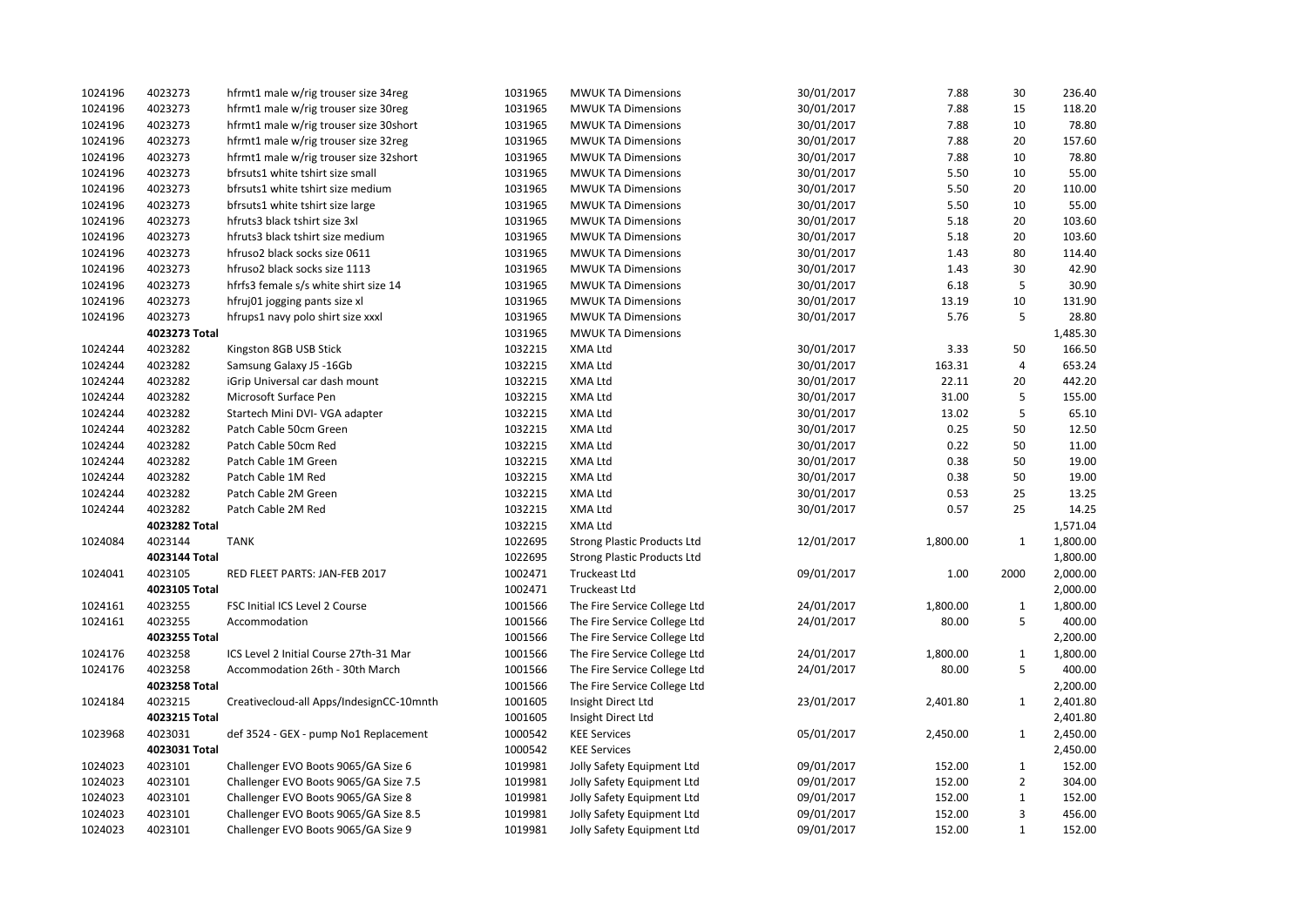| | | | | | | | | |
|---|---|---|---|---|---|---|---|---|
| 1024196 | 4023273 | hfrmt1 male w/rig trouser size 34reg | 1031965 | MWUK TA Dimensions | 30/01/2017 | 7.88 | 30 | 236.40 |
| 1024196 | 4023273 | hfrmt1 male w/rig trouser size 30reg | 1031965 | MWUK TA Dimensions | 30/01/2017 | 7.88 | 15 | 118.20 |
| 1024196 | 4023273 | hfrmt1 male w/rig trouser size 30short | 1031965 | MWUK TA Dimensions | 30/01/2017 | 7.88 | 10 | 78.80 |
| 1024196 | 4023273 | hfrmt1 male w/rig trouser size 32reg | 1031965 | MWUK TA Dimensions | 30/01/2017 | 7.88 | 20 | 157.60 |
| 1024196 | 4023273 | hfrmt1 male w/rig trouser size 32short | 1031965 | MWUK TA Dimensions | 30/01/2017 | 7.88 | 10 | 78.80 |
| 1024196 | 4023273 | bfrsuts1 white tshirt size small | 1031965 | MWUK TA Dimensions | 30/01/2017 | 5.50 | 10 | 55.00 |
| 1024196 | 4023273 | bfrsuts1 white tshirt size medium | 1031965 | MWUK TA Dimensions | 30/01/2017 | 5.50 | 20 | 110.00 |
| 1024196 | 4023273 | bfrsuts1 white tshirt size large | 1031965 | MWUK TA Dimensions | 30/01/2017 | 5.50 | 10 | 55.00 |
| 1024196 | 4023273 | hfruts3 black tshirt size 3xl | 1031965 | MWUK TA Dimensions | 30/01/2017 | 5.18 | 20 | 103.60 |
| 1024196 | 4023273 | hfruts3 black tshirt size medium | 1031965 | MWUK TA Dimensions | 30/01/2017 | 5.18 | 20 | 103.60 |
| 1024196 | 4023273 | hfruso2 black socks size 0611 | 1031965 | MWUK TA Dimensions | 30/01/2017 | 1.43 | 80 | 114.40 |
| 1024196 | 4023273 | hfruso2 black socks size 1113 | 1031965 | MWUK TA Dimensions | 30/01/2017 | 1.43 | 30 | 42.90 |
| 1024196 | 4023273 | hfrfs3 female s/s white shirt size 14 | 1031965 | MWUK TA Dimensions | 30/01/2017 | 6.18 | 5 | 30.90 |
| 1024196 | 4023273 | hfruj01 jogging pants size xl | 1031965 | MWUK TA Dimensions | 30/01/2017 | 13.19 | 10 | 131.90 |
| 1024196 | 4023273 | hfrups1 navy polo shirt size xxxl | 1031965 | MWUK TA Dimensions | 30/01/2017 | 5.76 | 5 | 28.80 |
| | **4023273 Total** | | 1031965 | MWUK TA Dimensions | | | | 1,485.30 |
| 1024244 | 4023282 | Kingston 8GB USB Stick | 1032215 | XMA Ltd | 30/01/2017 | 3.33 | 50 | 166.50 |
| 1024244 | 4023282 | Samsung Galaxy J5 -16Gb | 1032215 | XMA Ltd | 30/01/2017 | 163.31 | 4 | 653.24 |
| 1024244 | 4023282 | iGrip Universal car dash mount | 1032215 | XMA Ltd | 30/01/2017 | 22.11 | 20 | 442.20 |
| 1024244 | 4023282 | Microsoft Surface Pen | 1032215 | XMA Ltd | 30/01/2017 | 31.00 | 5 | 155.00 |
| 1024244 | 4023282 | Startech Mini DVI- VGA adapter | 1032215 | XMA Ltd | 30/01/2017 | 13.02 | 5 | 65.10 |
| 1024244 | 4023282 | Patch Cable 50cm Green | 1032215 | XMA Ltd | 30/01/2017 | 0.25 | 50 | 12.50 |
| 1024244 | 4023282 | Patch Cable 50cm Red | 1032215 | XMA Ltd | 30/01/2017 | 0.22 | 50 | 11.00 |
| 1024244 | 4023282 | Patch Cable 1M Green | 1032215 | XMA Ltd | 30/01/2017 | 0.38 | 50 | 19.00 |
| 1024244 | 4023282 | Patch Cable 1M Red | 1032215 | XMA Ltd | 30/01/2017 | 0.38 | 50 | 19.00 |
| 1024244 | 4023282 | Patch Cable 2M Green | 1032215 | XMA Ltd | 30/01/2017 | 0.53 | 25 | 13.25 |
| 1024244 | 4023282 | Patch Cable 2M Red | 1032215 | XMA Ltd | 30/01/2017 | 0.57 | 25 | 14.25 |
| | **4023282 Total** | | 1032215 | XMA Ltd | | | | 1,571.04 |
| 1024084 | 4023144 | TANK | 1022695 | Strong Plastic Products Ltd | 12/01/2017 | 1,800.00 | 1 | 1,800.00 |
| | **4023144 Total** | | 1022695 | Strong Plastic Products Ltd | | | | 1,800.00 |
| 1024041 | 4023105 | RED FLEET PARTS: JAN-FEB 2017 | 1002471 | Truckeast Ltd | 09/01/2017 | 1.00 | 2000 | 2,000.00 |
| | **4023105 Total** | | 1002471 | Truckeast Ltd | | | | 2,000.00 |
| 1024161 | 4023255 | FSC Initial ICS Level 2 Course | 1001566 | The Fire Service College Ltd | 24/01/2017 | 1,800.00 | 1 | 1,800.00 |
| 1024161 | 4023255 | Accommodation | 1001566 | The Fire Service College Ltd | 24/01/2017 | 80.00 | 5 | 400.00 |
| | **4023255 Total** | | 1001566 | The Fire Service College Ltd | | | | 2,200.00 |
| 1024176 | 4023258 | ICS Level 2 Initial Course 27th-31 Mar | 1001566 | The Fire Service College Ltd | 24/01/2017 | 1,800.00 | 1 | 1,800.00 |
| 1024176 | 4023258 | Accommodation 26th - 30th March | 1001566 | The Fire Service College Ltd | 24/01/2017 | 80.00 | 5 | 400.00 |
| | **4023258 Total** | | 1001566 | The Fire Service College Ltd | | | | 2,200.00 |
| 1024184 | 4023215 | Creativecloud-all Apps/IndesignCC-10mnth | 1001605 | Insight Direct Ltd | 23/01/2017 | 2,401.80 | 1 | 2,401.80 |
| | **4023215 Total** | | 1001605 | Insight Direct Ltd | | | | 2,401.80 |
| 1023968 | 4023031 | def 3524 - GEX - pump No1 Replacement | 1000542 | KEE Services | 05/01/2017 | 2,450.00 | 1 | 2,450.00 |
| | **4023031 Total** | | 1000542 | KEE Services | | | | 2,450.00 |
| 1024023 | 4023101 | Challenger EVO Boots 9065/GA Size 6 | 1019981 | Jolly Safety Equipment Ltd | 09/01/2017 | 152.00 | 1 | 152.00 |
| 1024023 | 4023101 | Challenger EVO Boots 9065/GA Size 7.5 | 1019981 | Jolly Safety Equipment Ltd | 09/01/2017 | 152.00 | 2 | 304.00 |
| 1024023 | 4023101 | Challenger EVO Boots 9065/GA Size 8 | 1019981 | Jolly Safety Equipment Ltd | 09/01/2017 | 152.00 | 1 | 152.00 |
| 1024023 | 4023101 | Challenger EVO Boots 9065/GA Size 8.5 | 1019981 | Jolly Safety Equipment Ltd | 09/01/2017 | 152.00 | 3 | 456.00 |
| 1024023 | 4023101 | Challenger EVO Boots 9065/GA Size 9 | 1019981 | Jolly Safety Equipment Ltd | 09/01/2017 | 152.00 | 1 | 152.00 |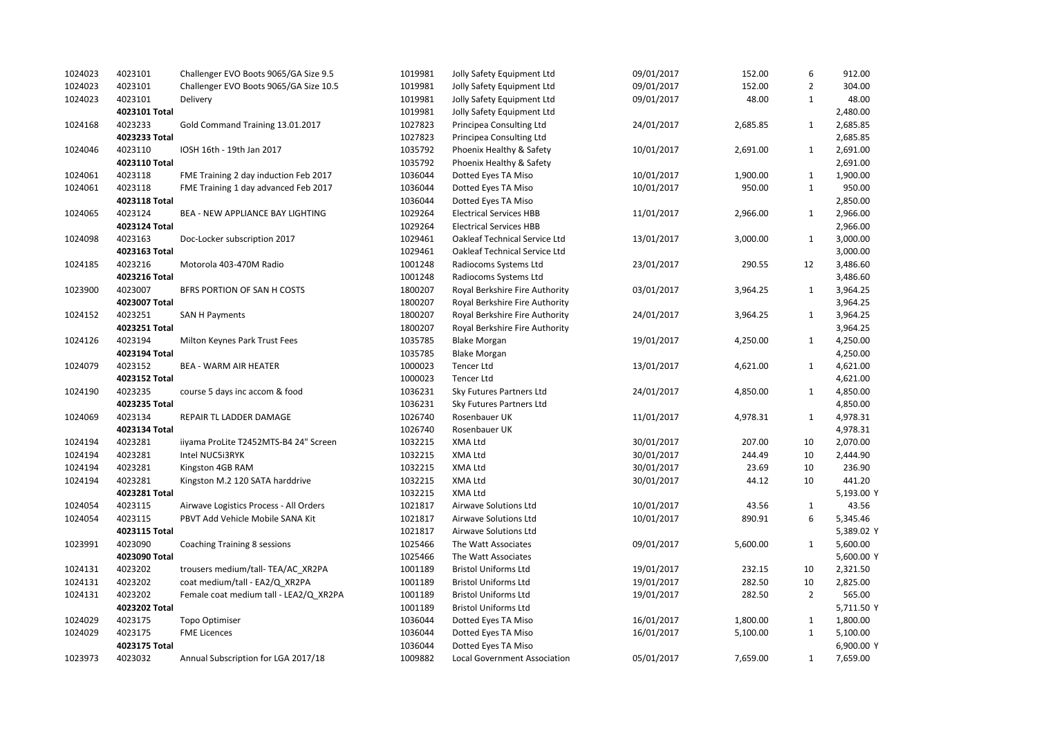| | | | | | | | | |
|---|---|---|---|---|---|---|---|---|
| 1024023 | 4023101 | Challenger EVO Boots 9065/GA Size 9.5 | 1019981 | Jolly Safety Equipment Ltd | 09/01/2017 | 152.00 | 6 | 912.00 |
| 1024023 | 4023101 | Challenger EVO Boots 9065/GA Size 10.5 | 1019981 | Jolly Safety Equipment Ltd | 09/01/2017 | 152.00 | 2 | 304.00 |
| 1024023 | 4023101 | Delivery | 1019981 | Jolly Safety Equipment Ltd | 09/01/2017 | 48.00 | 1 | 48.00 |
| | **4023101 Total** | | 1019981 | Jolly Safety Equipment Ltd | | | | 2,480.00 |
| 1024168 | 4023233 | Gold Command Training 13.01.2017 | 1027823 | Principea Consulting Ltd | 24/01/2017 | 2,685.85 | 1 | 2,685.85 |
| | **4023233 Total** | | 1027823 | Principea Consulting Ltd | | | | 2,685.85 |
| 1024046 | 4023110 | IOSH 16th - 19th Jan 2017 | 1035792 | Phoenix Healthy & Safety | 10/01/2017 | 2,691.00 | 1 | 2,691.00 |
| | **4023110 Total** | | 1035792 | Phoenix Healthy & Safety | | | | 2,691.00 |
| 1024061 | 4023118 | FME Training 2 day induction Feb 2017 | 1036044 | Dotted Eyes TA Miso | 10/01/2017 | 1,900.00 | 1 | 1,900.00 |
| 1024061 | 4023118 | FME Training 1 day advanced Feb 2017 | 1036044 | Dotted Eyes TA Miso | 10/01/2017 | 950.00 | 1 | 950.00 |
| | **4023118 Total** | | 1036044 | Dotted Eyes TA Miso | | | | 2,850.00 |
| 1024065 | 4023124 | BEA - NEW APPLIANCE BAY LIGHTING | 1029264 | Electrical Services HBB | 11/01/2017 | 2,966.00 | 1 | 2,966.00 |
| | **4023124 Total** | | 1029264 | Electrical Services HBB | | | | 2,966.00 |
| 1024098 | 4023163 | Doc-Locker subscription 2017 | 1029461 | Oakleaf Technical Service Ltd | 13/01/2017 | 3,000.00 | 1 | 3,000.00 |
| | **4023163 Total** | | 1029461 | Oakleaf Technical Service Ltd | | | | 3,000.00 |
| 1024185 | 4023216 | Motorola 403-470M Radio | 1001248 | Radiocoms Systems Ltd | 23/01/2017 | 290.55 | 12 | 3,486.60 |
| | **4023216 Total** | | 1001248 | Radiocoms Systems Ltd | | | | 3,486.60 |
| 1023900 | 4023007 | BFRS PORTION OF SAN H COSTS | 1800207 | Royal Berkshire Fire Authority | 03/01/2017 | 3,964.25 | 1 | 3,964.25 |
| | **4023007 Total** | | 1800207 | Royal Berkshire Fire Authority | | | | 3,964.25 |
| 1024152 | 4023251 | SAN H Payments | 1800207 | Royal Berkshire Fire Authority | 24/01/2017 | 3,964.25 | 1 | 3,964.25 |
| | **4023251 Total** | | 1800207 | Royal Berkshire Fire Authority | | | | 3,964.25 |
| 1024126 | 4023194 | Milton Keynes Park Trust Fees | 1035785 | Blake Morgan | 19/01/2017 | 4,250.00 | 1 | 4,250.00 |
| | **4023194 Total** | | 1035785 | Blake Morgan | | | | 4,250.00 |
| 1024079 | 4023152 | BEA - WARM AIR HEATER | 1000023 | Tencer Ltd | 13/01/2017 | 4,621.00 | 1 | 4,621.00 |
| | **4023152 Total** | | 1000023 | Tencer Ltd | | | | 4,621.00 |
| 1024190 | 4023235 | course 5 days inc accom & food | 1036231 | Sky Futures Partners Ltd | 24/01/2017 | 4,850.00 | 1 | 4,850.00 |
| | **4023235 Total** | | 1036231 | Sky Futures Partners Ltd | | | | 4,850.00 |
| 1024069 | 4023134 | REPAIR TL LADDER DAMAGE | 1026740 | Rosenbauer UK | 11/01/2017 | 4,978.31 | 1 | 4,978.31 |
| | **4023134 Total** | | 1026740 | Rosenbauer UK | | | | 4,978.31 |
| 1024194 | 4023281 | iiyama ProLite T2452MTS-B4 24" Screen | 1032215 | XMA Ltd | 30/01/2017 | 207.00 | 10 | 2,070.00 |
| 1024194 | 4023281 | Intel NUC5i3RYK | 1032215 | XMA Ltd | 30/01/2017 | 244.49 | 10 | 2,444.90 |
| 1024194 | 4023281 | Kingston 4GB RAM | 1032215 | XMA Ltd | 30/01/2017 | 23.69 | 10 | 236.90 |
| 1024194 | 4023281 | Kingston M.2 120 SATA harddrive | 1032215 | XMA Ltd | 30/01/2017 | 44.12 | 10 | 441.20 |
| | **4023281 Total** | | 1032215 | XMA Ltd | | | | 5,193.00 Y |
| 1024054 | 4023115 | Airwave Logistics Process - All Orders | 1021817 | Airwave Solutions Ltd | 10/01/2017 | 43.56 | 1 | 43.56 |
| 1024054 | 4023115 | PBVT Add Vehicle Mobile SANA Kit | 1021817 | Airwave Solutions Ltd | 10/01/2017 | 890.91 | 6 | 5,345.46 |
| | **4023115 Total** | | 1021817 | Airwave Solutions Ltd | | | | 5,389.02 Y |
| 1023991 | 4023090 | Coaching Training 8 sessions | 1025466 | The Watt Associates | 09/01/2017 | 5,600.00 | 1 | 5,600.00 |
| | **4023090 Total** | | 1025466 | The Watt Associates | | | | 5,600.00 Y |
| 1024131 | 4023202 | trousers medium/tall- TEA/AC_XR2PA | 1001189 | Bristol Uniforms Ltd | 19/01/2017 | 232.15 | 10 | 2,321.50 |
| 1024131 | 4023202 | coat medium/tall - EA2/Q_XR2PA | 1001189 | Bristol Uniforms Ltd | 19/01/2017 | 282.50 | 10 | 2,825.00 |
| 1024131 | 4023202 | Female coat medium tall - LEA2/Q_XR2PA | 1001189 | Bristol Uniforms Ltd | 19/01/2017 | 282.50 | 2 | 565.00 |
| | **4023202 Total** | | 1001189 | Bristol Uniforms Ltd | | | | 5,711.50 Y |
| 1024029 | 4023175 | Topo Optimiser | 1036044 | Dotted Eyes TA Miso | 16/01/2017 | 1,800.00 | 1 | 1,800.00 |
| 1024029 | 4023175 | FME Licences | 1036044 | Dotted Eyes TA Miso | 16/01/2017 | 5,100.00 | 1 | 5,100.00 |
| | **4023175 Total** | | 1036044 | Dotted Eyes TA Miso | | | | 6,900.00 Y |
| 1023973 | 4023032 | Annual Subscription for LGA 2017/18 | 1009882 | Local Government Association | 05/01/2017 | 7,659.00 | 1 | 7,659.00 |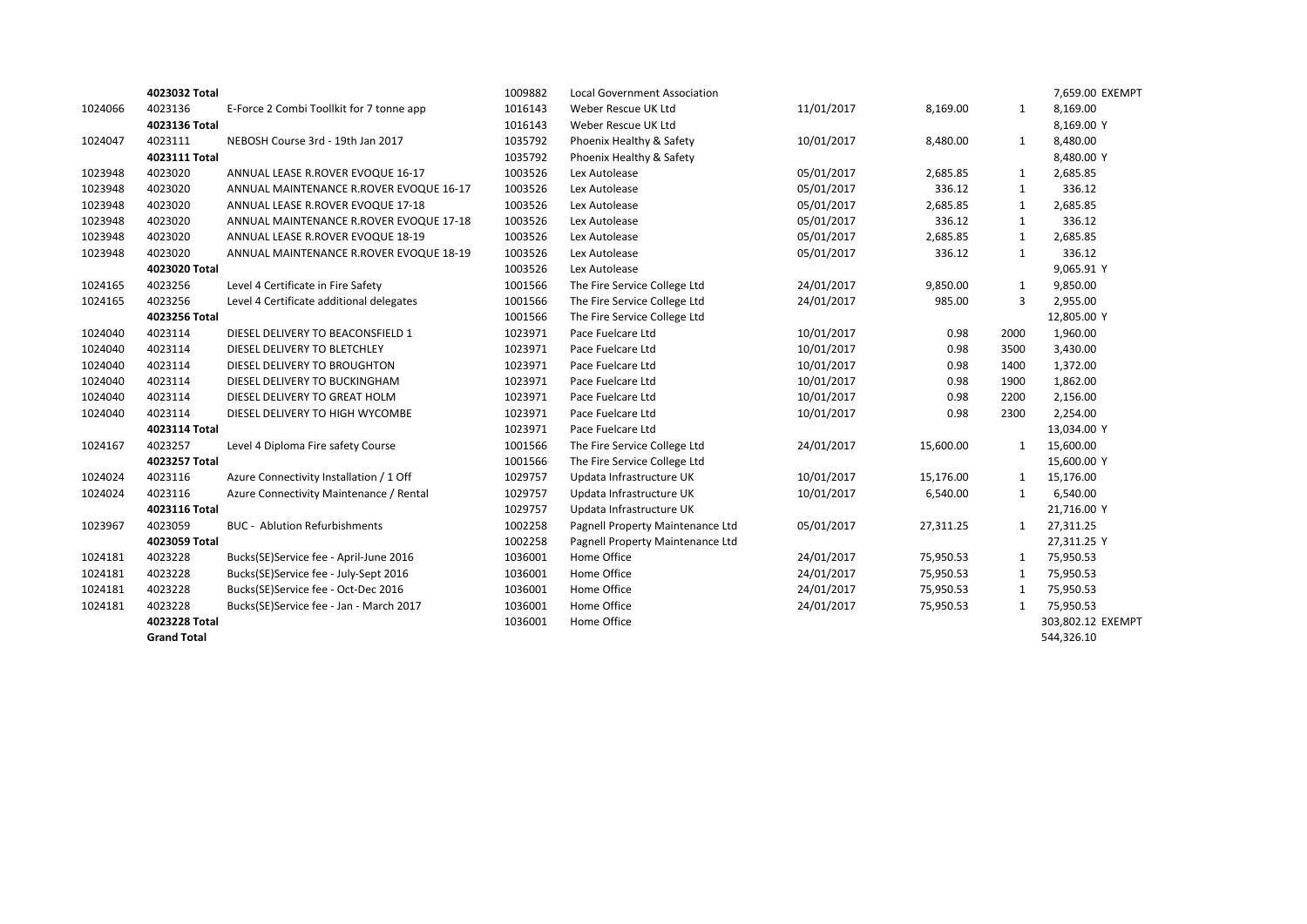| | | | | | | | | | |
|---|---|---|---|---|---|---|---|---|---|
| | 4023032 Total | | 1009882 | Local Government Association | | | | 7,659.00 | EXEMPT |
| 1024066 | 4023136 | E-Force 2 Combi Toollkit for 7 tonne app | 1016143 | Weber Rescue UK Ltd | 11/01/2017 | 8,169.00 | 1 | 8,169.00 | |
| | 4023136 Total | | 1016143 | Weber Rescue UK Ltd | | | | 8,169.00 | Y |
| 1024047 | 4023111 | NEBOSH Course 3rd - 19th Jan 2017 | 1035792 | Phoenix Healthy & Safety | 10/01/2017 | 8,480.00 | 1 | 8,480.00 | |
| | 4023111 Total | | 1035792 | Phoenix Healthy & Safety | | | | 8,480.00 | Y |
| 1023948 | 4023020 | ANNUAL LEASE R.ROVER EVOQUE 16-17 | 1003526 | Lex Autolease | 05/01/2017 | 2,685.85 | 1 | 2,685.85 | |
| 1023948 | 4023020 | ANNUAL MAINTENANCE R.ROVER EVOQUE 16-17 | 1003526 | Lex Autolease | 05/01/2017 | 336.12 | 1 | 336.12 | |
| 1023948 | 4023020 | ANNUAL LEASE R.ROVER EVOQUE 17-18 | 1003526 | Lex Autolease | 05/01/2017 | 2,685.85 | 1 | 2,685.85 | |
| 1023948 | 4023020 | ANNUAL MAINTENANCE R.ROVER EVOQUE 17-18 | 1003526 | Lex Autolease | 05/01/2017 | 336.12 | 1 | 336.12 | |
| 1023948 | 4023020 | ANNUAL LEASE R.ROVER EVOQUE 18-19 | 1003526 | Lex Autolease | 05/01/2017 | 2,685.85 | 1 | 2,685.85 | |
| 1023948 | 4023020 | ANNUAL MAINTENANCE R.ROVER EVOQUE 18-19 | 1003526 | Lex Autolease | 05/01/2017 | 336.12 | 1 | 336.12 | |
| | 4023020 Total | | 1003526 | Lex Autolease | | | | 9,065.91 | Y |
| 1024165 | 4023256 | Level 4 Certificate in Fire Safety | 1001566 | The Fire Service College Ltd | 24/01/2017 | 9,850.00 | 1 | 9,850.00 | |
| 1024165 | 4023256 | Level 4 Certificate additional delegates | 1001566 | The Fire Service College Ltd | 24/01/2017 | 985.00 | 3 | 2,955.00 | |
| | 4023256 Total | | 1001566 | The Fire Service College Ltd | | | | 12,805.00 | Y |
| 1024040 | 4023114 | DIESEL DELIVERY TO BEACONSFIELD 1 | 1023971 | Pace Fuelcare Ltd | 10/01/2017 | 0.98 | 2000 | 1,960.00 | |
| 1024040 | 4023114 | DIESEL DELIVERY TO BLETCHLEY | 1023971 | Pace Fuelcare Ltd | 10/01/2017 | 0.98 | 3500 | 3,430.00 | |
| 1024040 | 4023114 | DIESEL DELIVERY TO BROUGHTON | 1023971 | Pace Fuelcare Ltd | 10/01/2017 | 0.98 | 1400 | 1,372.00 | |
| 1024040 | 4023114 | DIESEL DELIVERY TO BUCKINGHAM | 1023971 | Pace Fuelcare Ltd | 10/01/2017 | 0.98 | 1900 | 1,862.00 | |
| 1024040 | 4023114 | DIESEL DELIVERY TO GREAT HOLM | 1023971 | Pace Fuelcare Ltd | 10/01/2017 | 0.98 | 2200 | 2,156.00 | |
| 1024040 | 4023114 | DIESEL DELIVERY TO HIGH WYCOMBE | 1023971 | Pace Fuelcare Ltd | 10/01/2017 | 0.98 | 2300 | 2,254.00 | |
| | 4023114 Total | | 1023971 | Pace Fuelcare Ltd | | | | 13,034.00 | Y |
| 1024167 | 4023257 | Level 4 Diploma Fire safety Course | 1001566 | The Fire Service College Ltd | 24/01/2017 | 15,600.00 | 1 | 15,600.00 | |
| | 4023257 Total | | 1001566 | The Fire Service College Ltd | | | | 15,600.00 | Y |
| 1024024 | 4023116 | Azure Connectivity Installation / 1 Off | 1029757 | Updata Infrastructure UK | 10/01/2017 | 15,176.00 | 1 | 15,176.00 | |
| 1024024 | 4023116 | Azure Connectivity Maintenance / Rental | 1029757 | Updata Infrastructure UK | 10/01/2017 | 6,540.00 | 1 | 6,540.00 | |
| | 4023116 Total | | 1029757 | Updata Infrastructure UK | | | | 21,716.00 | Y |
| 1023967 | 4023059 | BUC - Ablution Refurbishments | 1002258 | Pagnell Property Maintenance Ltd | 05/01/2017 | 27,311.25 | 1 | 27,311.25 | |
| | 4023059 Total | | 1002258 | Pagnell Property Maintenance Ltd | | | | 27,311.25 | Y |
| 1024181 | 4023228 | Bucks(SE)Service fee - April-June 2016 | 1036001 | Home Office | 24/01/2017 | 75,950.53 | 1 | 75,950.53 | |
| 1024181 | 4023228 | Bucks(SE)Service fee - July-Sept 2016 | 1036001 | Home Office | 24/01/2017 | 75,950.53 | 1 | 75,950.53 | |
| 1024181 | 4023228 | Bucks(SE)Service fee - Oct-Dec 2016 | 1036001 | Home Office | 24/01/2017 | 75,950.53 | 1 | 75,950.53 | |
| 1024181 | 4023228 | Bucks(SE)Service fee - Jan - March 2017 | 1036001 | Home Office | 24/01/2017 | 75,950.53 | 1 | 75,950.53 | |
| | 4023228 Total | | 1036001 | Home Office | | | | 303,802.12 | EXEMPT |
| | Grand Total | | | | | | | 544,326.10 | |